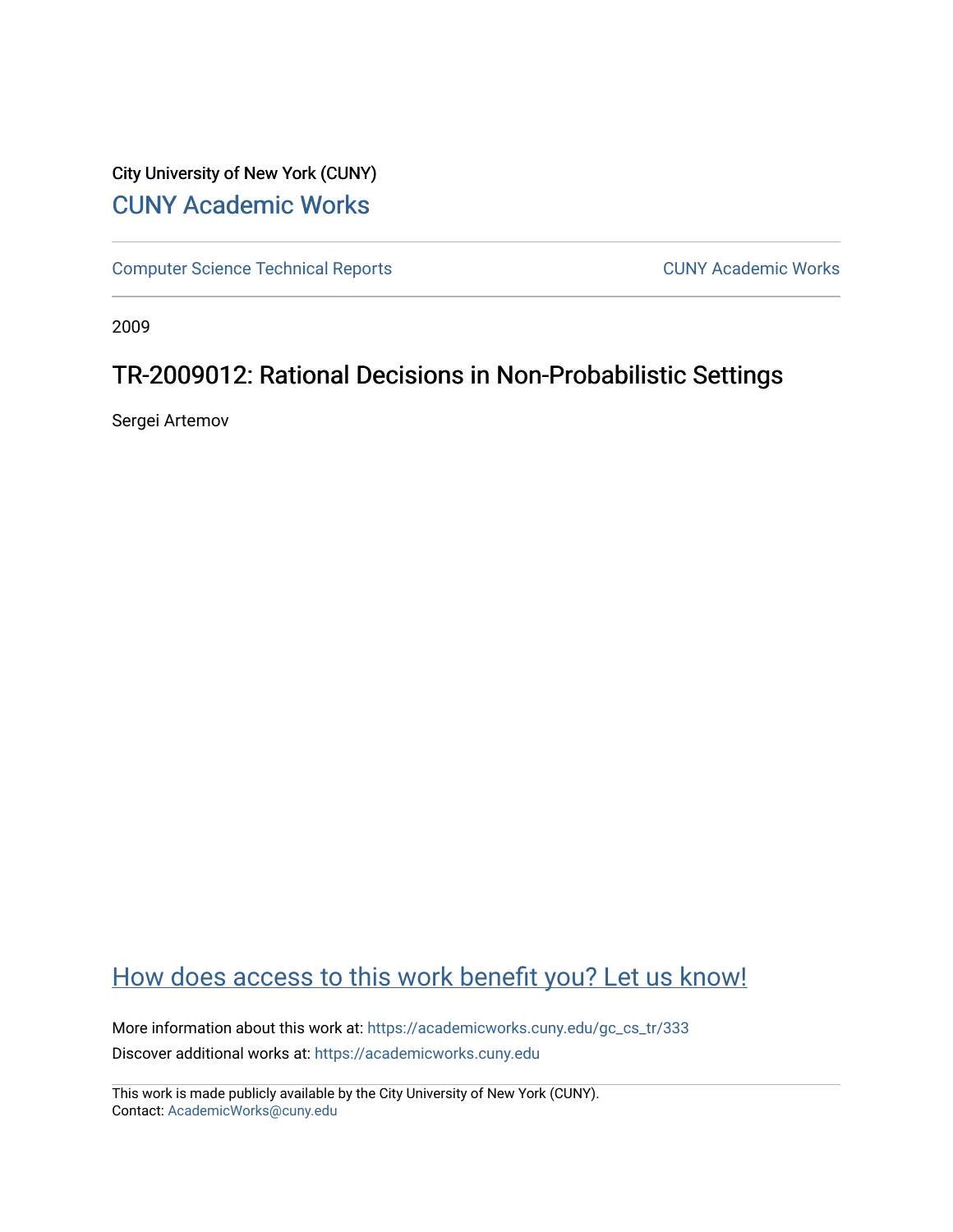City University of New York (CUNY)

[CUNY Academic Works](https://academicworks.cuny.edu)

---

Computer Science Technical Reports | CUNY Academic Works

---

2009

# TR-2009012: Rational Decisions in Non-Probabilistic Settings

Sergei Artemov

## How does access to this work benefit you? Let us know!

More information about this work at: https://academicworks.cuny.edu/gc_cs_tr/333

Discover additional works at: https://academicworks.cuny.edu

---

This work is made publicly available by the City University of New York (CUNY).

Contact: AcademicWorks@cuny.edu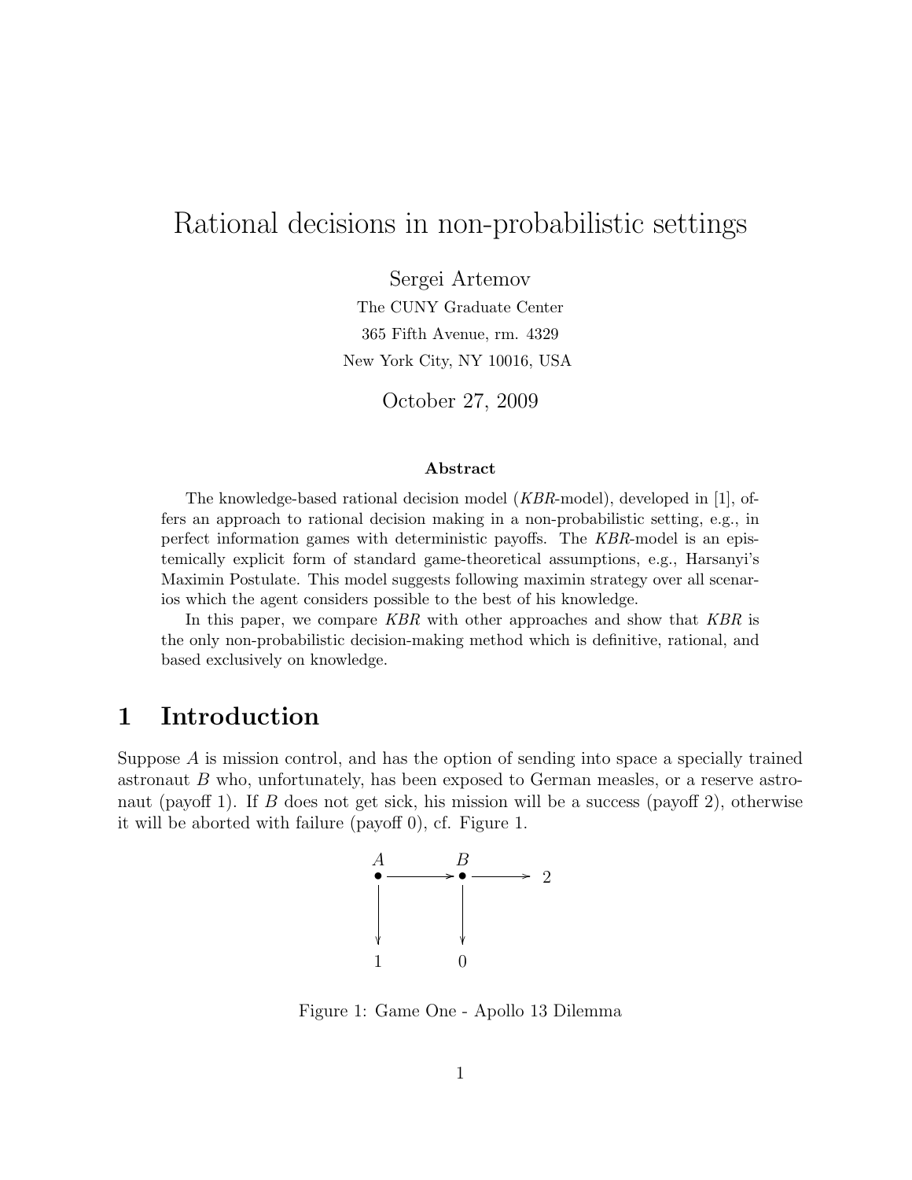# Rational decisions in non-probabilistic settings

Sergei Artemov

The CUNY Graduate Center

365 Fifth Avenue, rm. 4329

New York City, NY 10016, USA

October 27, 2009

**Abstract**

The knowledge-based rational decision model (*KBR*-model), developed in [1], offers an approach to rational decision making in a non-probabilistic setting, e.g., in perfect information games with deterministic payoffs. The *KBR*-model is an epistemically explicit form of standard game-theoretical assumptions, e.g., Harsanyi's Maximin Postulate. This model suggests following maximin strategy over all scenarios which the agent considers possible to the best of his knowledge.

In this paper, we compare *KBR* with other approaches and show that *KBR* is the only non-probabilistic decision-making method which is definitive, rational, and based exclusively on knowledge.

## 1 Introduction

Suppose $A$ is mission control, and has the option of sending into space a specially trained astronaut $B$ who, unfortunately, has been exposed to German measles, or a reserve astronaut (payoff 1). If $B$ does not get sick, his mission will be a success (payoff 2), otherwise it will be aborted with failure (payoff 0), cf. Figure 1.

```
A          B
•--------->•--------> 2
|          |
v          v
1          0
```

Figure 1: Game One - Apollo 13 Dilemma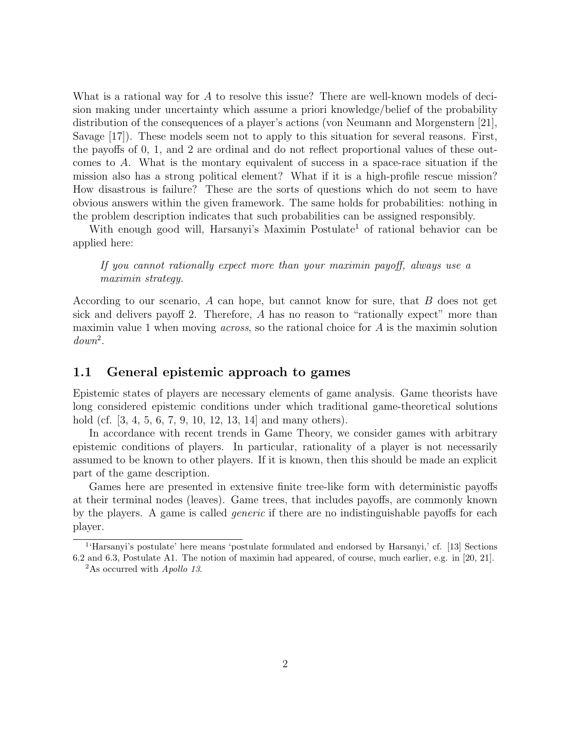What is a rational way for $A$ to resolve this issue? There are well-known models of decision making under uncertainty which assume a priori knowledge/belief of the probability distribution of the consequences of a player's actions (von Neumann and Morgenstern [21], Savage [17]). These models seem not to apply to this situation for several reasons. First, the payoffs of 0, 1, and 2 are ordinal and do not reflect proportional values of these outcomes to $A$. What is the montary equivalent of success in a space-race situation if the mission also has a strong political element? What if it is a high-profile rescue mission? How disastrous is failure? These are the sorts of questions which do not seem to have obvious answers within the given framework. The same holds for probabilities: nothing in the problem description indicates that such probabilities can be assigned responsibly.

With enough good will, Harsanyi's Maximin Postulate[1] of rational behavior can be applied here:

> *If you cannot rationally expect more than your maximin payoff, always use a maximin strategy.*

According to our scenario, $A$ can hope, but cannot know for sure, that $B$ does not get sick and delivers payoff 2. Therefore, $A$ has no reason to "rationally expect" more than maximin value 1 when moving *across*, so the rational choice for $A$ is the maximin solution *down*[2].

## 1.1 General epistemic approach to games

Epistemic states of players are necessary elements of game analysis. Game theorists have long considered epistemic conditions under which traditional game-theoretical solutions hold (cf. [3, 4, 5, 6, 7, 9, 10, 12, 13, 14] and many others).

In accordance with recent trends in Game Theory, we consider games with arbitrary epistemic conditions of players. In particular, rationality of a player is not necessarily assumed to be known to other players. If it is known, then this should be made an explicit part of the game description.

Games here are presented in extensive finite tree-like form with deterministic payoffs at their terminal nodes (leaves). Game trees, that includes payoffs, are commonly known by the players. A game is called *generic* if there are no indistinguishable payoffs for each player.

---

[1] 'Harsanyi's postulate' here means 'postulate formulated and endorsed by Harsanyi,' cf. [13] Sections 6.2 and 6.3, Postulate A1. The notion of maximin had appeared, of course, much earlier, e.g. in [20, 21].

[2] As occurred with *Apollo 13*.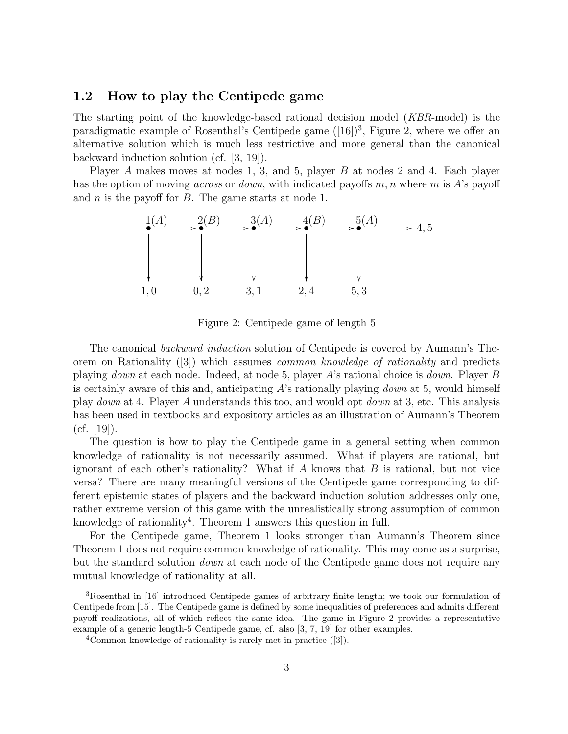### 1.2 How to play the Centipede game

The starting point of the knowledge-based rational decision model (*KBR*-model) is the paradigmatic example of Rosenthal's Centipede game ([16])[3], Figure 2, where we offer an alternative solution which is much less restrictive and more general than the canonical backward induction solution (cf. [3, 19]).

Player $A$ makes moves at nodes 1, 3, and 5, player $B$ at nodes 2 and 4. Each player has the option of moving *across* or *down*, with indicated payoffs $m, n$ where $m$ is $A$'s payoff and $n$ is the payoff for $B$. The game starts at node 1.

Figure 2: Centipede game of length 5

The canonical *backward induction* solution of Centipede is covered by Aumann's Theorem on Rationality ([3]) which assumes *common knowledge of rationality* and predicts playing *down* at each node. Indeed, at node 5, player $A$'s rational choice is *down*. Player $B$ is certainly aware of this and, anticipating $A$'s rationally playing *down* at 5, would himself play *down* at 4. Player $A$ understands this too, and would opt *down* at 3, etc. This analysis has been used in textbooks and expository articles as an illustration of Aumann's Theorem (cf. [19]).

The question is how to play the Centipede game in a general setting when common knowledge of rationality is not necessarily assumed. What if players are rational, but ignorant of each other's rationality? What if $A$ knows that $B$ is rational, but not vice versa? There are many meaningful versions of the Centipede game corresponding to different epistemic states of players and the backward induction solution addresses only one, rather extreme version of this game with the unrealistically strong assumption of common knowledge of rationality[4]. Theorem 1 answers this question in full.

For the Centipede game, Theorem 1 looks stronger than Aumann's Theorem since Theorem 1 does not require common knowledge of rationality. This may come as a surprise, but the standard solution *down* at each node of the Centipede game does not require any mutual knowledge of rationality at all.

---

[3] Rosenthal in [16] introduced Centipede games of arbitrary finite length; we took our formulation of Centipede from [15]. The Centipede game is defined by some inequalities of preferences and admits different payoff realizations, all of which reflect the same idea. The game in Figure 2 provides a representative example of a generic length-5 Centipede game, cf. also [3, 7, 19] for other examples.

[4] Common knowledge of rationality is rarely met in practice ([3]).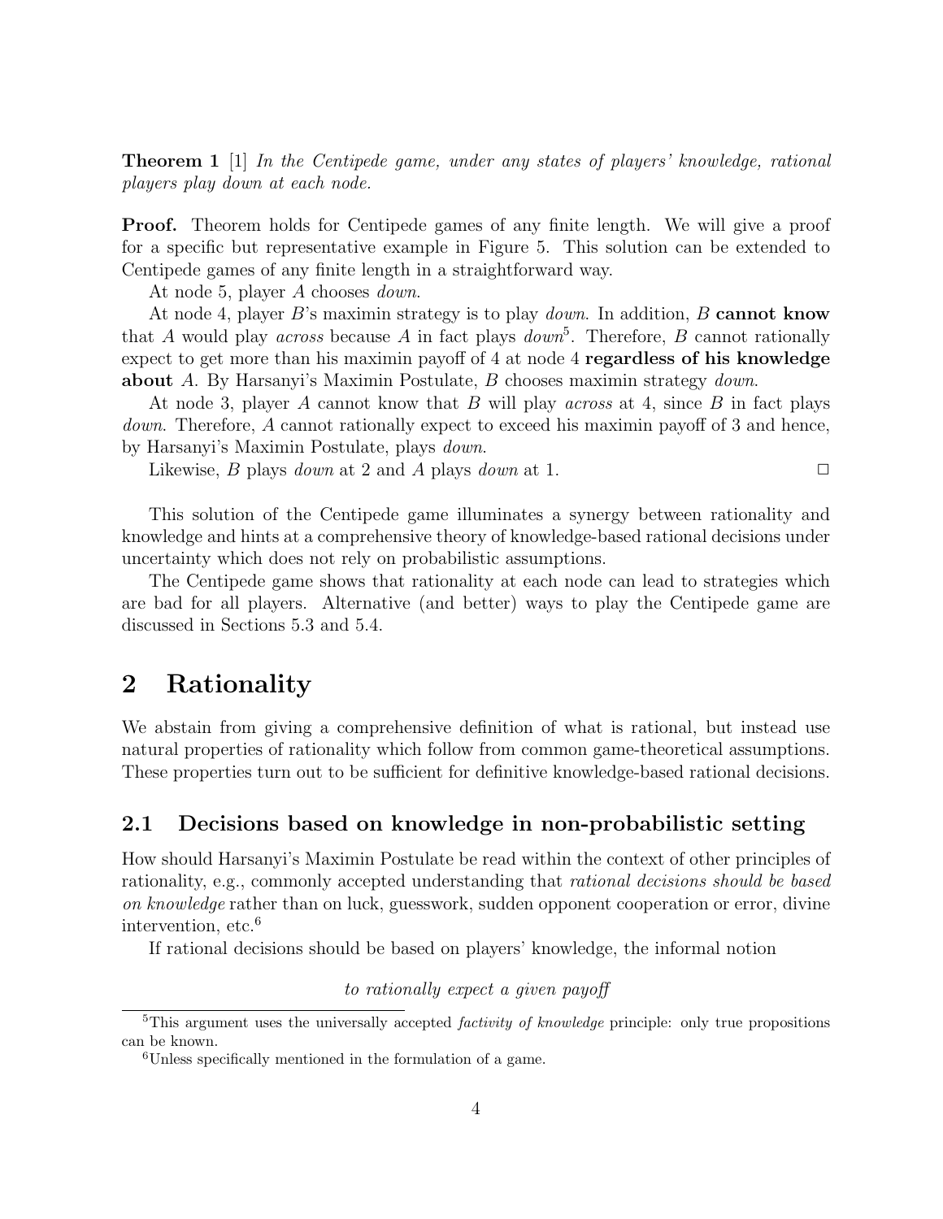**Theorem 1** [1] *In the Centipede game, under any states of players' knowledge, rational players play down at each node.*

**Proof.** Theorem holds for Centipede games of any finite length. We will give a proof for a specific but representative example in Figure 5. This solution can be extended to Centipede games of any finite length in a straightforward way.

At node 5, player $A$ chooses *down*.

At node 4, player $B$'s maximin strategy is to play *down*. In addition, $B$ **cannot know** that $A$ would play *across* because $A$ in fact plays *down*[5]. Therefore, $B$ cannot rationally expect to get more than his maximin payoff of 4 at node 4 **regardless of his knowledge about** $A$. By Harsanyi's Maximin Postulate, $B$ chooses maximin strategy *down*.

At node 3, player $A$ cannot know that $B$ will play *across* at 4, since $B$ in fact plays *down*. Therefore, $A$ cannot rationally expect to exceed his maximin payoff of 3 and hence, by Harsanyi's Maximin Postulate, plays *down*.

Likewise, $B$ plays *down* at 2 and $A$ plays *down* at 1. □

This solution of the Centipede game illuminates a synergy between rationality and knowledge and hints at a comprehensive theory of knowledge-based rational decisions under uncertainty which does not rely on probabilistic assumptions.

The Centipede game shows that rationality at each node can lead to strategies which are bad for all players. Alternative (and better) ways to play the Centipede game are discussed in Sections 5.3 and 5.4.

# 2 Rationality

We abstain from giving a comprehensive definition of what is rational, but instead use natural properties of rationality which follow from common game-theoretical assumptions. These properties turn out to be sufficient for definitive knowledge-based rational decisions.

## 2.1 Decisions based on knowledge in non-probabilistic setting

How should Harsanyi's Maximin Postulate be read within the context of other principles of rationality, e.g., commonly accepted understanding that *rational decisions should be based on knowledge* rather than on luck, guesswork, sudden opponent cooperation or error, divine intervention, etc.[6]

If rational decisions should be based on players' knowledge, the informal notion

*to rationally expect a given payoff*

[5] This argument uses the universally accepted *factivity of knowledge* principle: only true propositions can be known.

[6] Unless specifically mentioned in the formulation of a game.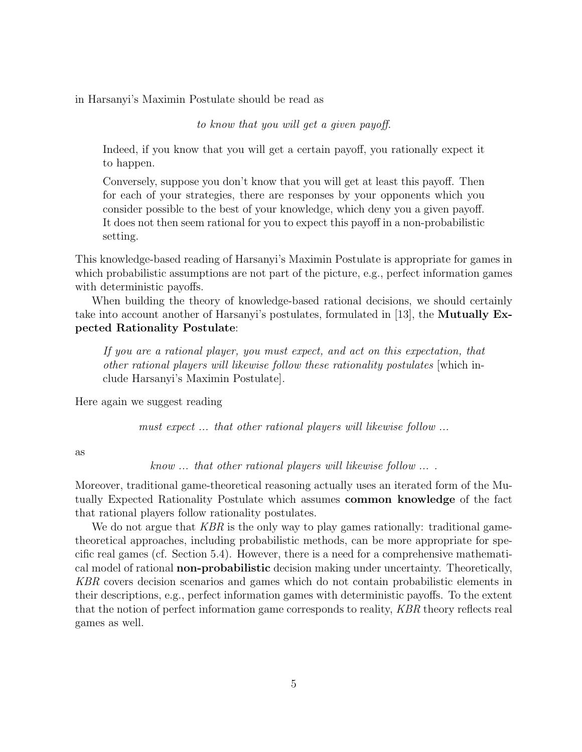in Harsanyi's Maximin Postulate should be read as

*to know that you will get a given payoff.*

> Indeed, if you know that you will get a certain payoff, you rationally expect it to happen.
>
> Conversely, suppose you don't know that you will get at least this payoff. Then for each of your strategies, there are responses by your opponents which you consider possible to the best of your knowledge, which deny you a given payoff. It does not then seem rational for you to expect this payoff in a non-probabilistic setting.

This knowledge-based reading of Harsanyi's Maximin Postulate is appropriate for games in which probabilistic assumptions are not part of the picture, e.g., perfect information games with deterministic payoffs.

When building the theory of knowledge-based rational decisions, we should certainly take into account another of Harsanyi's postulates, formulated in [13], the **Mutually Expected Rationality Postulate**:

> *If you are a rational player, you must expect, and act on this expectation, that other rational players will likewise follow these rationality postulates* [which include Harsanyi's Maximin Postulate].

Here again we suggest reading

*must expect ... that other rational players will likewise follow ...*

as

*know ... that other rational players will likewise follow ... .*

Moreover, traditional game-theoretical reasoning actually uses an iterated form of the Mutually Expected Rationality Postulate which assumes **common knowledge** of the fact that rational players follow rationality postulates.

We do not argue that *KBR* is the only way to play games rationally: traditional game-theoretical approaches, including probabilistic methods, can be more appropriate for specific real games (cf. Section 5.4). However, there is a need for a comprehensive mathematical model of rational **non-probabilistic** decision making under uncertainty. Theoretically, *KBR* covers decision scenarios and games which do not contain probabilistic elements in their descriptions, e.g., perfect information games with deterministic payoffs. To the extent that the notion of perfect information game corresponds to reality, *KBR* theory reflects real games as well.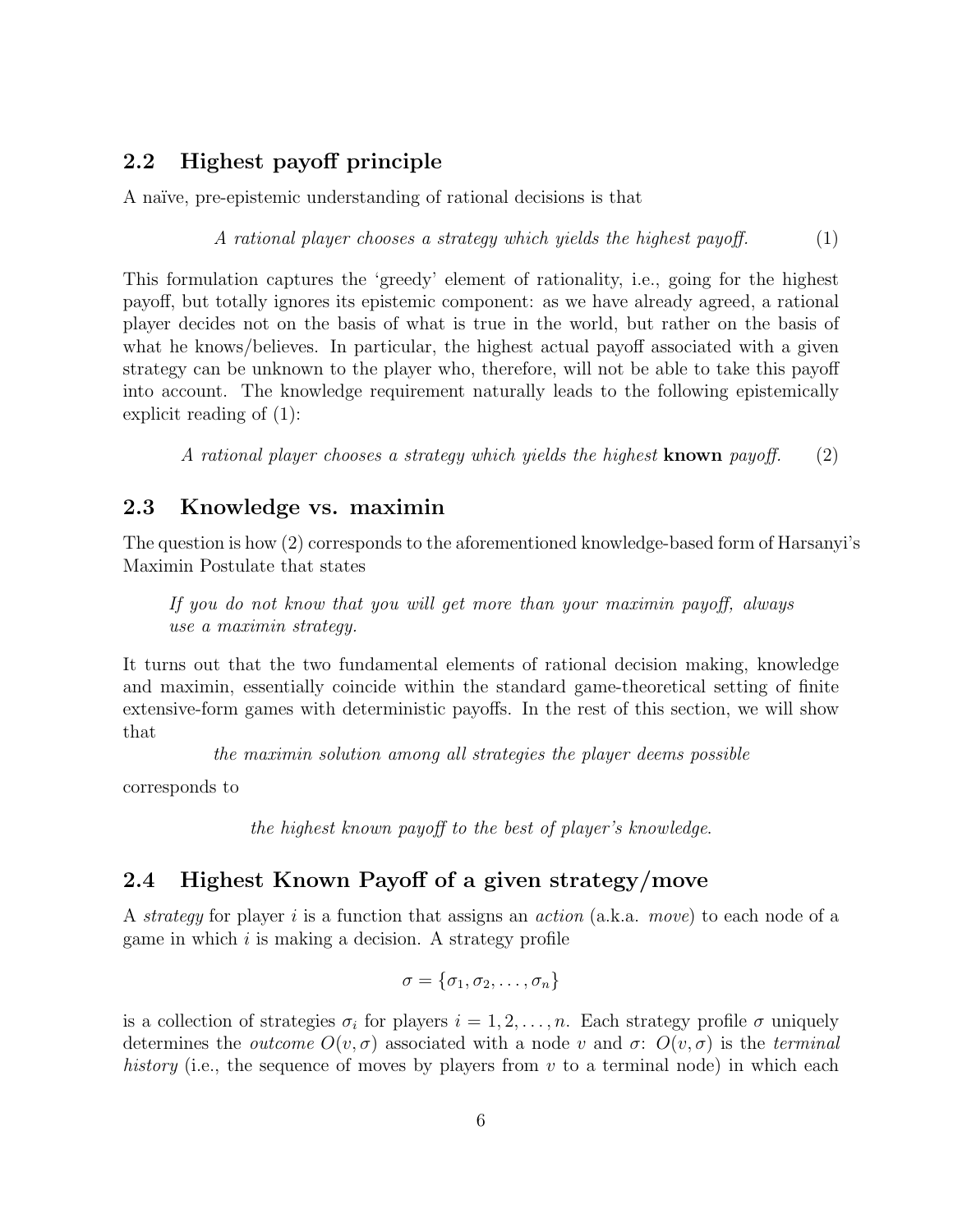### 2.2 Highest payoff principle

A naïve, pre-epistemic understanding of rational decisions is that

$$\textit{A rational player chooses a strategy which yields the highest payoff.} \tag{1}$$

This formulation captures the 'greedy' element of rationality, i.e., going for the highest payoff, but totally ignores its epistemic component: as we have already agreed, a rational player decides not on the basis of what is true in the world, but rather on the basis of what he knows/believes. In particular, the highest actual payoff associated with a given strategy can be unknown to the player who, therefore, will not be able to take this payoff into account. The knowledge requirement naturally leads to the following epistemically explicit reading of (1):

$$\textit{A rational player chooses a strategy which yields the highest } \textbf{known} \textit{ payoff.} \tag{2}$$

### 2.3 Knowledge vs. maximin

The question is how (2) corresponds to the aforementioned knowledge-based form of Harsanyi's Maximin Postulate that states

> *If you do not know that you will get more than your maximin payoff, always use a maximin strategy.*

It turns out that the two fundamental elements of rational decision making, knowledge and maximin, essentially coincide within the standard game-theoretical setting of finite extensive-form games with deterministic payoffs. In the rest of this section, we will show that

*the maximin solution among all strategies the player deems possible*

corresponds to

*the highest known payoff to the best of player's knowledge.*

### 2.4 Highest Known Payoff of a given strategy/move

A *strategy* for player $i$ is a function that assigns an *action* (a.k.a. *move*) to each node of a game in which $i$ is making a decision. A strategy profile

$$\sigma = \{\sigma_1, \sigma_2, \ldots, \sigma_n\}$$

is a collection of strategies $\sigma_i$ for players $i = 1, 2, \ldots, n$. Each strategy profile $\sigma$ uniquely determines the *outcome* $O(v, \sigma)$ associated with a node $v$ and $\sigma$: $O(v, \sigma)$ is the *terminal history* (i.e., the sequence of moves by players from $v$ to a terminal node) in which each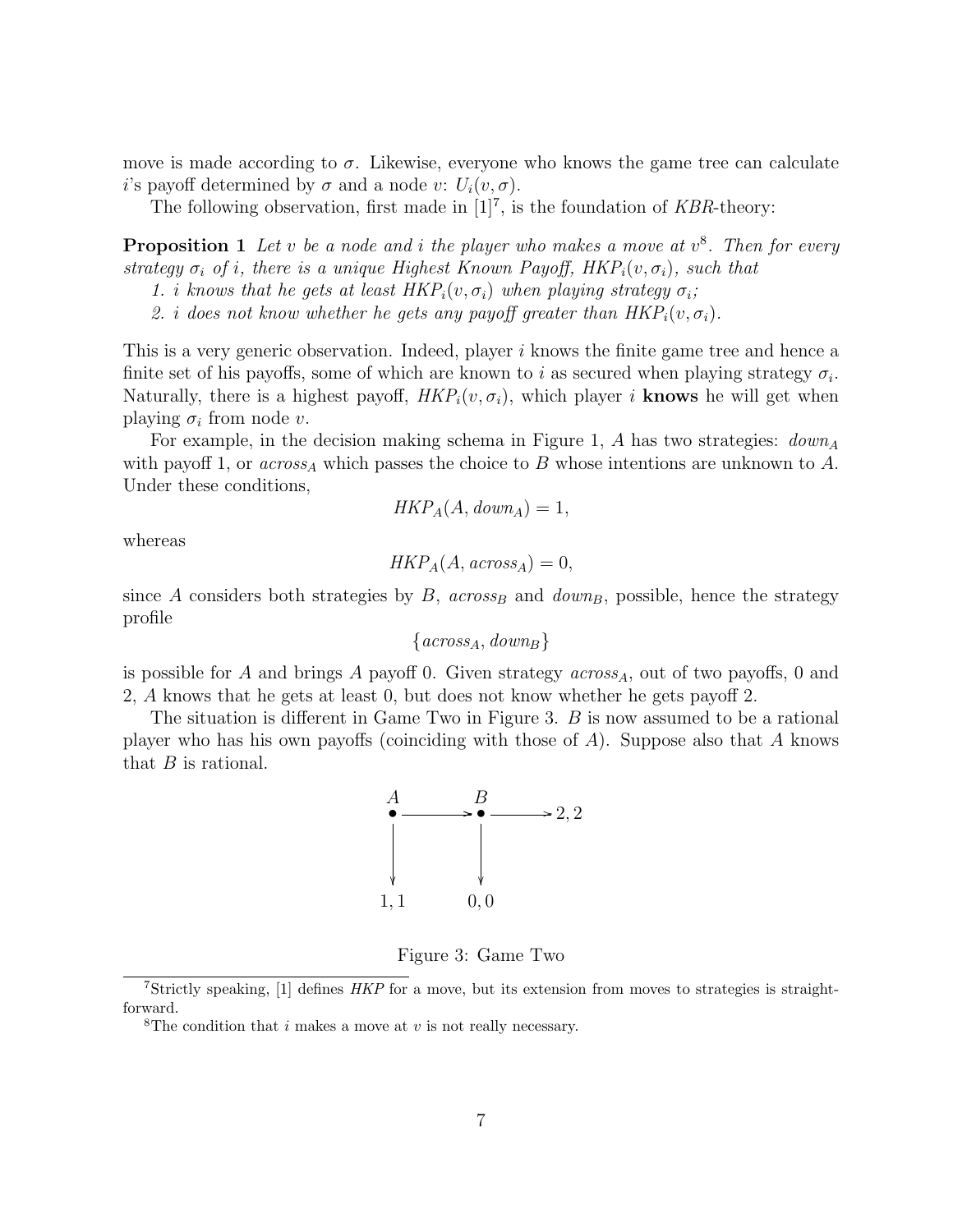move is made according to $\sigma$. Likewise, everyone who knows the game tree can calculate $i$'s payoff determined by $\sigma$ and a node $v$: $U_i(v, \sigma)$.

The following observation, first made in [1][7], is the foundation of *KBR*-theory:

**Proposition 1** *Let $v$ be a node and $i$ the player who makes a move at $v$[8]. Then for every strategy $\sigma_i$ of $i$, there is a unique Highest Known Payoff, $HKP_i(v, \sigma_i)$, such that*

*1. $i$ knows that he gets at least $HKP_i(v, \sigma_i)$ when playing strategy $\sigma_i$;*

*2. $i$ does not know whether he gets any payoff greater than $HKP_i(v, \sigma_i)$.*

This is a very generic observation. Indeed, player $i$ knows the finite game tree and hence a finite set of his payoffs, some of which are known to $i$ as secured when playing strategy $\sigma_i$. Naturally, there is a highest payoff, $HKP_i(v, \sigma_i)$, which player $i$ **knows** he will get when playing $\sigma_i$ from node $v$.

For example, in the decision making schema in Figure 1, $A$ has two strategies: $down_A$ with payoff 1, or $across_A$ which passes the choice to $B$ whose intentions are unknown to $A$. Under these conditions,

$$HKP_A(A, down_A) = 1,$$

whereas

$$HKP_A(A, across_A) = 0,$$

since $A$ considers both strategies by $B$, $across_B$ and $down_B$, possible, hence the strategy profile

$$\{across_A, down_B\}$$

is possible for $A$ and brings $A$ payoff 0. Given strategy $across_A$, out of two payoffs, 0 and 2, $A$ knows that he gets at least 0, but does not know whether he gets payoff 2.

The situation is different in Game Two in Figure 3. $B$ is now assumed to be a rational player who has his own payoffs (coinciding with those of $A$). Suppose also that $A$ knows that $B$ is rational.

Figure 3: Game Two

[7] Strictly speaking, [1] defines *HKP* for a move, but its extension from moves to strategies is straightforward.

[8] The condition that $i$ makes a move at $v$ is not really necessary.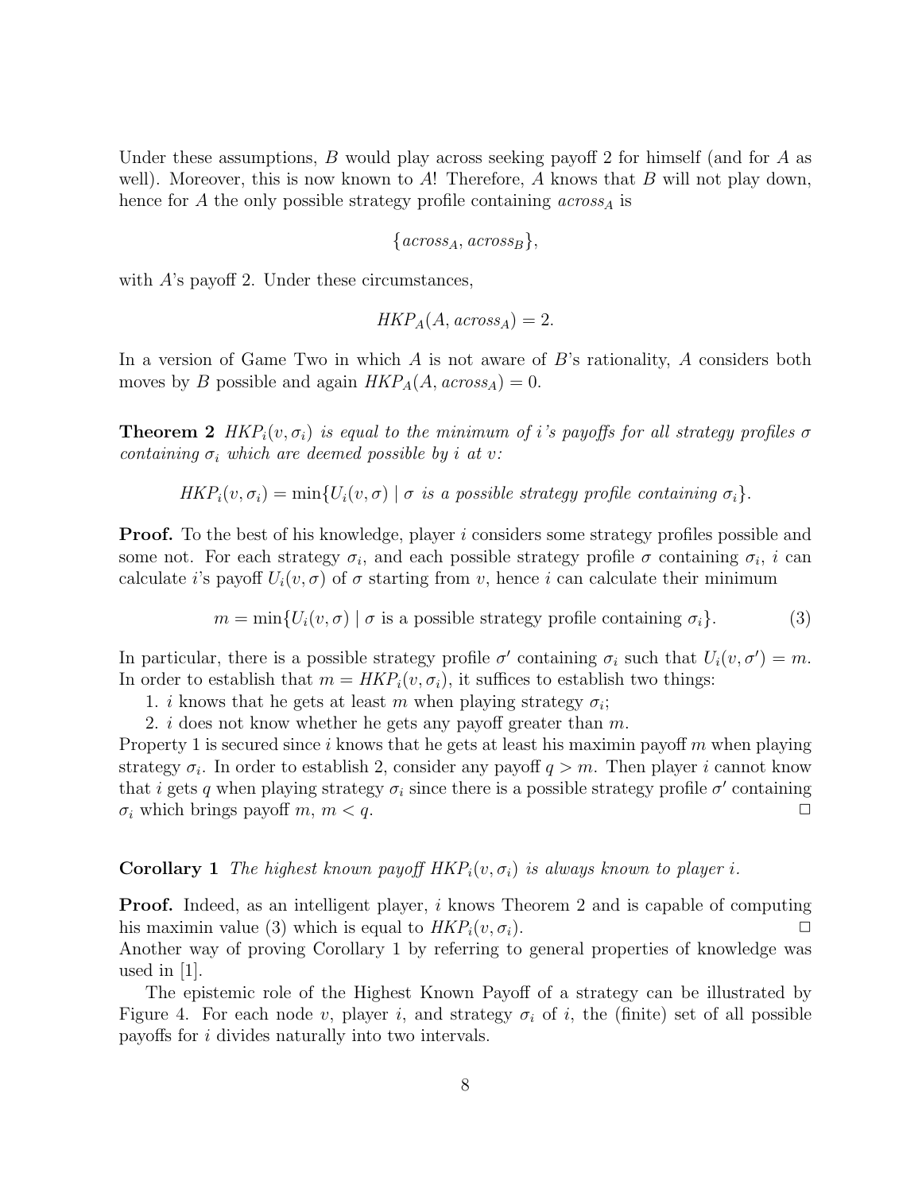Under these assumptions, $B$ would play across seeking payoff 2 for himself (and for $A$ as well). Moreover, this is now known to $A$! Therefore, $A$ knows that $B$ will not play down, hence for $A$ the only possible strategy profile containing $across_A$ is

$$\{across_A, across_B\},$$

with $A$'s payoff 2. Under these circumstances,

$$HKP_A(A, across_A) = 2.$$

In a version of Game Two in which $A$ is not aware of $B$'s rationality, $A$ considers both moves by $B$ possible and again $HKP_A(A, across_A) = 0$.

**Theorem 2** *$HKP_i(v, \sigma_i)$ is equal to the minimum of $i$'s payoffs for all strategy profiles $\sigma$ containing $\sigma_i$ which are deemed possible by $i$ at $v$:*

$$HKP_i(v, \sigma_i) = \min\{U_i(v, \sigma) \mid \sigma \text{ is a possible strategy profile containing } \sigma_i\}.$$

**Proof.** To the best of his knowledge, player $i$ considers some strategy profiles possible and some not. For each strategy $\sigma_i$, and each possible strategy profile $\sigma$ containing $\sigma_i$, $i$ can calculate $i$'s payoff $U_i(v, \sigma)$ of $\sigma$ starting from $v$, hence $i$ can calculate their minimum

$$m = \min\{U_i(v, \sigma) \mid \sigma \text{ is a possible strategy profile containing } \sigma_i\}. \tag{3}$$

In particular, there is a possible strategy profile $\sigma'$ containing $\sigma_i$ such that $U_i(v, \sigma') = m$. In order to establish that $m = HKP_i(v, \sigma_i)$, it suffices to establish two things:

1. $i$ knows that he gets at least $m$ when playing strategy $\sigma_i$;
2. $i$ does not know whether he gets any payoff greater than $m$.

Property 1 is secured since $i$ knows that he gets at least his maximin payoff $m$ when playing strategy $\sigma_i$. In order to establish 2, consider any payoff $q > m$. Then player $i$ cannot know that $i$ gets $q$ when playing strategy $\sigma_i$ since there is a possible strategy profile $\sigma'$ containing $\sigma_i$ which brings payoff $m$, $m < q$. □

**Corollary 1** *The highest known payoff $HKP_i(v, \sigma_i)$ is always known to player $i$.*

**Proof.** Indeed, as an intelligent player, $i$ knows Theorem 2 and is capable of computing his maximin value (3) which is equal to $HKP_i(v, \sigma_i)$. □

Another way of proving Corollary 1 by referring to general properties of knowledge was used in [1].

The epistemic role of the Highest Known Payoff of a strategy can be illustrated by Figure 4. For each node $v$, player $i$, and strategy $\sigma_i$ of $i$, the (finite) set of all possible payoffs for $i$ divides naturally into two intervals.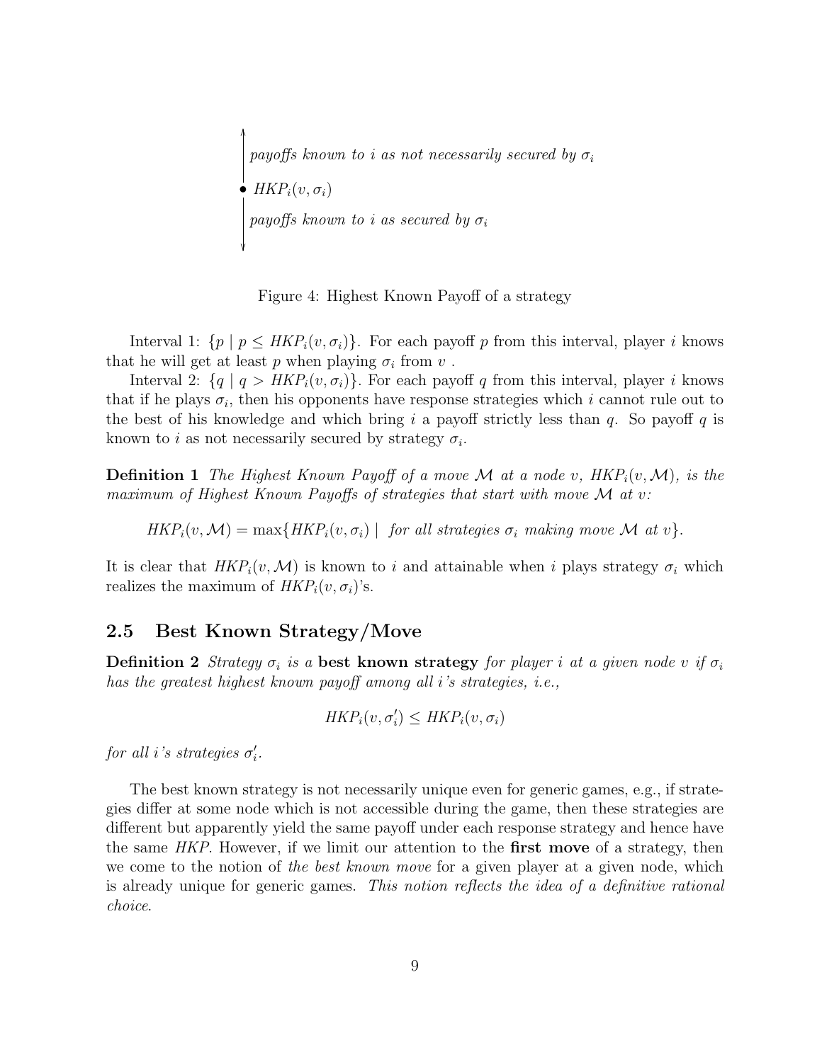*payoffs known to $i$ as not necessarily secured by $\sigma_i$*

• $HKP_i(v, \sigma_i)$

*payoffs known to $i$ as secured by $\sigma_i$*

Figure 4: Highest Known Payoff of a strategy

Interval 1: $\{p \mid p \leq HKP_i(v, \sigma_i)\}$. For each payoff $p$ from this interval, player $i$ knows that he will get at least $p$ when playing $\sigma_i$ from $v$ .

Interval 2: $\{q \mid q > HKP_i(v, \sigma_i)\}$. For each payoff $q$ from this interval, player $i$ knows that if he plays $\sigma_i$, then his opponents have response strategies which $i$ cannot rule out to the best of his knowledge and which bring $i$ a payoff strictly less than $q$. So payoff $q$ is known to $i$ as not necessarily secured by strategy $\sigma_i$.

**Definition 1** *The Highest Known Payoff of a move $\mathcal{M}$ at a node $v$, $HKP_i(v, \mathcal{M})$, is the maximum of Highest Known Payoffs of strategies that start with move $\mathcal{M}$ at $v$:*

$$HKP_i(v, \mathcal{M}) = \max\{HKP_i(v, \sigma_i) \mid \text{ for all strategies } \sigma_i \text{ making move } \mathcal{M} \text{ at } v\}.$$

It is clear that $HKP_i(v, \mathcal{M})$ is known to $i$ and attainable when $i$ plays strategy $\sigma_i$ which realizes the maximum of $HKP_i(v, \sigma_i)$'s.

## 2.5 Best Known Strategy/Move

**Definition 2** *Strategy $\sigma_i$ is a* **best known strategy** *for player $i$ at a given node $v$ if $\sigma_i$ has the greatest highest known payoff among all $i$'s strategies, i.e.,*

$$HKP_i(v, \sigma'_i) \leq HKP_i(v, \sigma_i)$$

*for all $i$'s strategies $\sigma'_i$.*

The best known strategy is not necessarily unique even for generic games, e.g., if strategies differ at some node which is not accessible during the game, then these strategies are different but apparently yield the same payoff under each response strategy and hence have the same *HKP*. However, if we limit our attention to the **first move** of a strategy, then we come to the notion of *the best known move* for a given player at a given node, which is already unique for generic games. *This notion reflects the idea of a definitive rational choice*.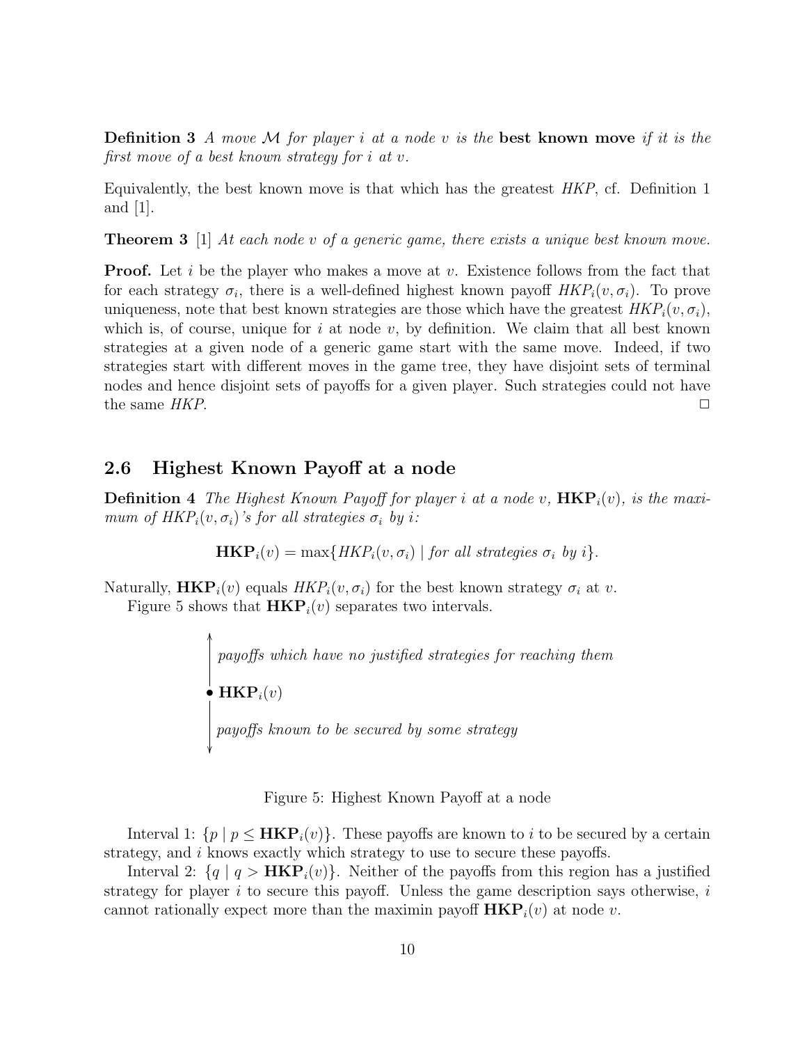**Definition 3** *A move $\mathcal{M}$ for player $i$ at a node $v$ is the* **best known move** *if it is the first move of a best known strategy for $i$ at $v$.*

Equivalently, the best known move is that which has the greatest *HKP*, cf. Definition 1 and [1].

**Theorem 3** [1] *At each node $v$ of a generic game, there exists a unique best known move.*

**Proof.** Let $i$ be the player who makes a move at $v$. Existence follows from the fact that for each strategy $\sigma_i$, there is a well-defined highest known payoff $HKP_i(v, \sigma_i)$. To prove uniqueness, note that best known strategies are those which have the greatest $HKP_i(v, \sigma_i)$, which is, of course, unique for $i$ at node $v$, by definition. We claim that all best known strategies at a given node of a generic game start with the same move. Indeed, if two strategies start with different moves in the game tree, they have disjoint sets of terminal nodes and hence disjoint sets of payoffs for a given player. Such strategies could not have the same *HKP*. □

## 2.6 Highest Known Payoff at a node

**Definition 4** *The Highest Known Payoff for player $i$ at a node $v$, $\mathbf{HKP}_i(v)$, is the maximum of $HKP_i(v, \sigma_i)$'s for all strategies $\sigma_i$ by $i$:*

$$\mathbf{HKP}_i(v) = \max\{HKP_i(v, \sigma_i) \mid \textit{for all strategies } \sigma_i \textit{ by } i\}.$$

Naturally, $\mathbf{HKP}_i(v)$ equals $HKP_i(v, \sigma_i)$ for the best known strategy $\sigma_i$ at $v$.

Figure 5 shows that $\mathbf{HKP}_i(v)$ separates two intervals.

↑ *payoffs which have no justified strategies for reaching them*

• $\mathbf{HKP}_i(v)$

↓ *payoffs known to be secured by some strategy*

Figure 5: Highest Known Payoff at a node

Interval 1: $\{p \mid p \leq \mathbf{HKP}_i(v)\}$. These payoffs are known to $i$ to be secured by a certain strategy, and $i$ knows exactly which strategy to use to secure these payoffs.

Interval 2: $\{q \mid q > \mathbf{HKP}_i(v)\}$. Neither of the payoffs from this region has a justified strategy for player $i$ to secure this payoff. Unless the game description says otherwise, $i$ cannot rationally expect more than the maximin payoff $\mathbf{HKP}_i(v)$ at node $v$.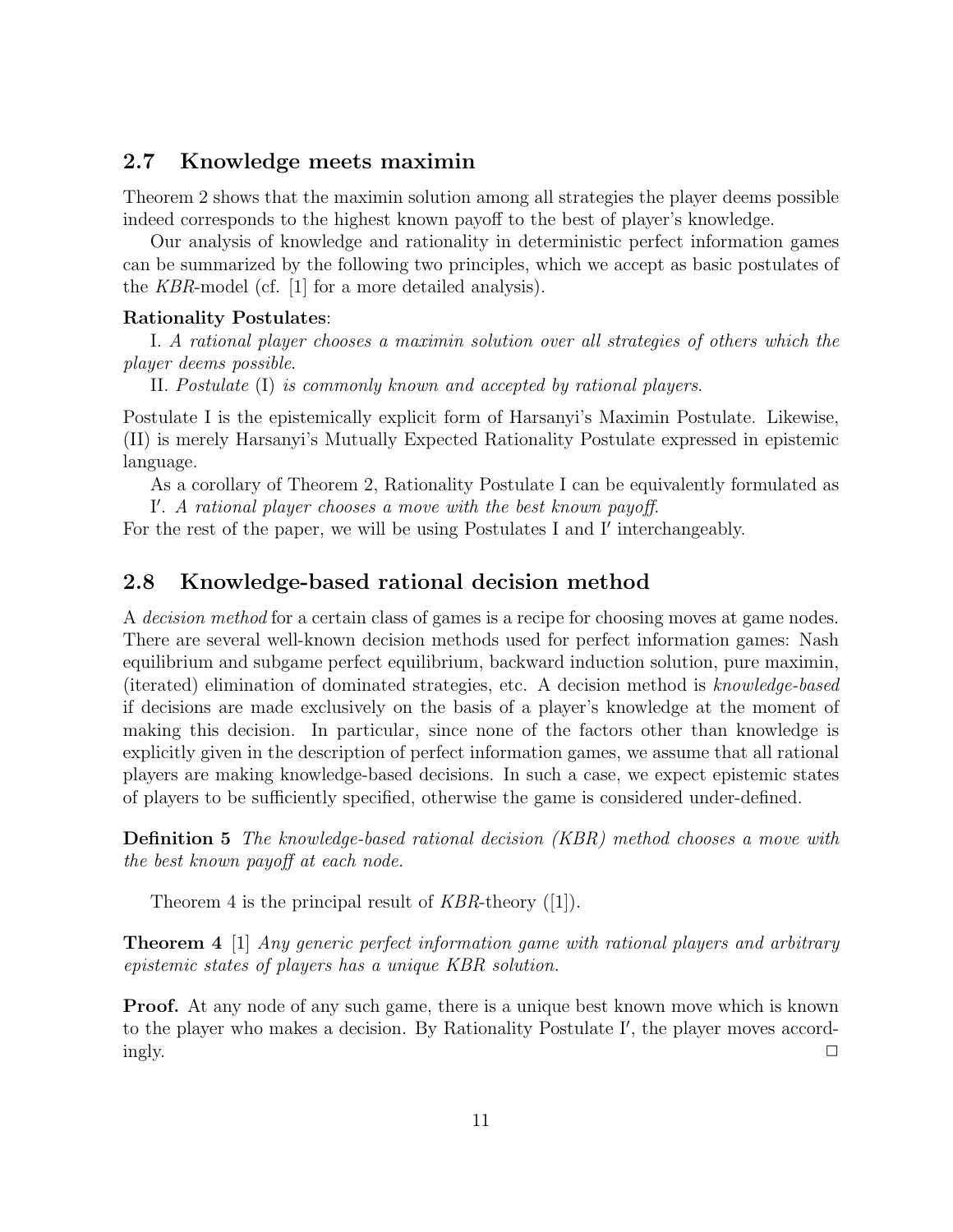## 2.7 Knowledge meets maximin

Theorem 2 shows that the maximin solution among all strategies the player deems possible indeed corresponds to the highest known payoff to the best of player's knowledge.

Our analysis of knowledge and rationality in deterministic perfect information games can be summarized by the following two principles, which we accept as basic postulates of the *KBR*-model (cf. [1] for a more detailed analysis).

**Rationality Postulates**:

I. *A rational player chooses a maximin solution over all strategies of others which the player deems possible.*

II. *Postulate* (I) *is commonly known and accepted by rational players.*

Postulate I is the epistemically explicit form of Harsanyi's Maximin Postulate. Likewise, (II) is merely Harsanyi's Mutually Expected Rationality Postulate expressed in epistemic language.

As a corollary of Theorem 2, Rationality Postulate I can be equivalently formulated as

I$'$. *A rational player chooses a move with the best known payoff.*

For the rest of the paper, we will be using Postulates I and I$'$ interchangeably.

## 2.8 Knowledge-based rational decision method

A *decision method* for a certain class of games is a recipe for choosing moves at game nodes. There are several well-known decision methods used for perfect information games: Nash equilibrium and subgame perfect equilibrium, backward induction solution, pure maximin, (iterated) elimination of dominated strategies, etc. A decision method is *knowledge-based* if decisions are made exclusively on the basis of a player's knowledge at the moment of making this decision. In particular, since none of the factors other than knowledge is explicitly given in the description of perfect information games, we assume that all rational players are making knowledge-based decisions. In such a case, we expect epistemic states of players to be sufficiently specified, otherwise the game is considered under-defined.

**Definition 5** *The knowledge-based rational decision (KBR) method chooses a move with the best known payoff at each node.*

Theorem 4 is the principal result of *KBR*-theory ([1]).

**Theorem 4** [1] *Any generic perfect information game with rational players and arbitrary epistemic states of players has a unique KBR solution.*

**Proof.** At any node of any such game, there is a unique best known move which is known to the player who makes a decision. By Rationality Postulate I$'$, the player moves accordingly. □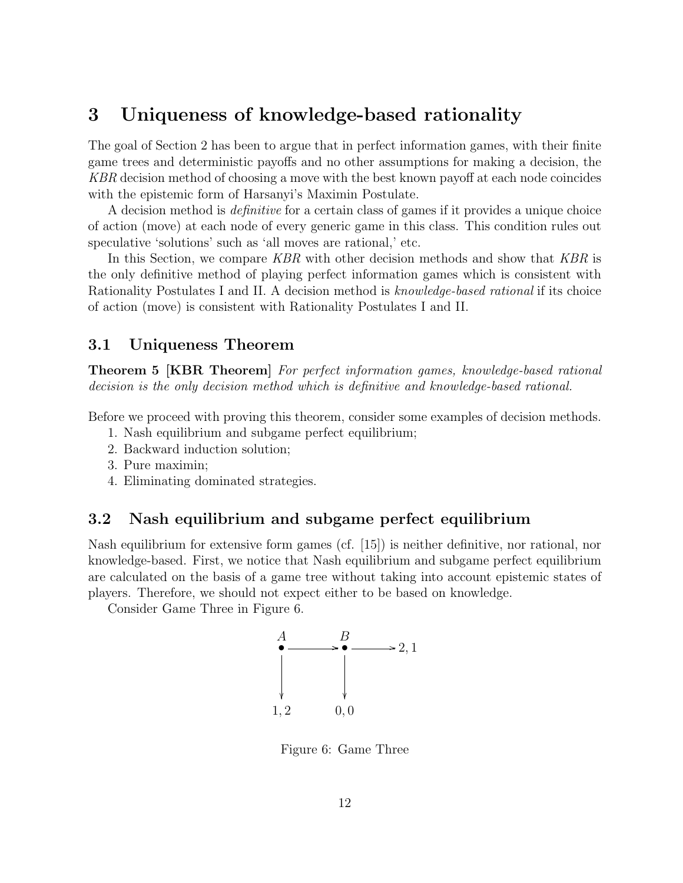# 3 Uniqueness of knowledge-based rationality

The goal of Section 2 has been to argue that in perfect information games, with their finite game trees and deterministic payoffs and no other assumptions for making a decision, the *KBR* decision method of choosing a move with the best known payoff at each node coincides with the epistemic form of Harsanyi's Maximin Postulate.

A decision method is *definitive* for a certain class of games if it provides a unique choice of action (move) at each node of every generic game in this class. This condition rules out speculative 'solutions' such as 'all moves are rational,' etc.

In this Section, we compare *KBR* with other decision methods and show that *KBR* is the only definitive method of playing perfect information games which is consistent with Rationality Postulates I and II. A decision method is *knowledge-based rational* if its choice of action (move) is consistent with Rationality Postulates I and II.

## 3.1 Uniqueness Theorem

**Theorem 5 [KBR Theorem]** *For perfect information games, knowledge-based rational decision is the only decision method which is definitive and knowledge-based rational.*

Before we proceed with proving this theorem, consider some examples of decision methods.

1. Nash equilibrium and subgame perfect equilibrium;
2. Backward induction solution;
3. Pure maximin;
4. Eliminating dominated strategies.

## 3.2 Nash equilibrium and subgame perfect equilibrium

Nash equilibrium for extensive form games (cf. [15]) is neither definitive, nor rational, nor knowledge-based. First, we notice that Nash equilibrium and subgame perfect equilibrium are calculated on the basis of a game tree without taking into account epistemic states of players. Therefore, we should not expect either to be based on knowledge.

Consider Game Three in Figure 6.

```
A           B
• ────────> • ────────> 2, 1
|           |
v           v
1, 2        0, 0
```

Figure 6: Game Three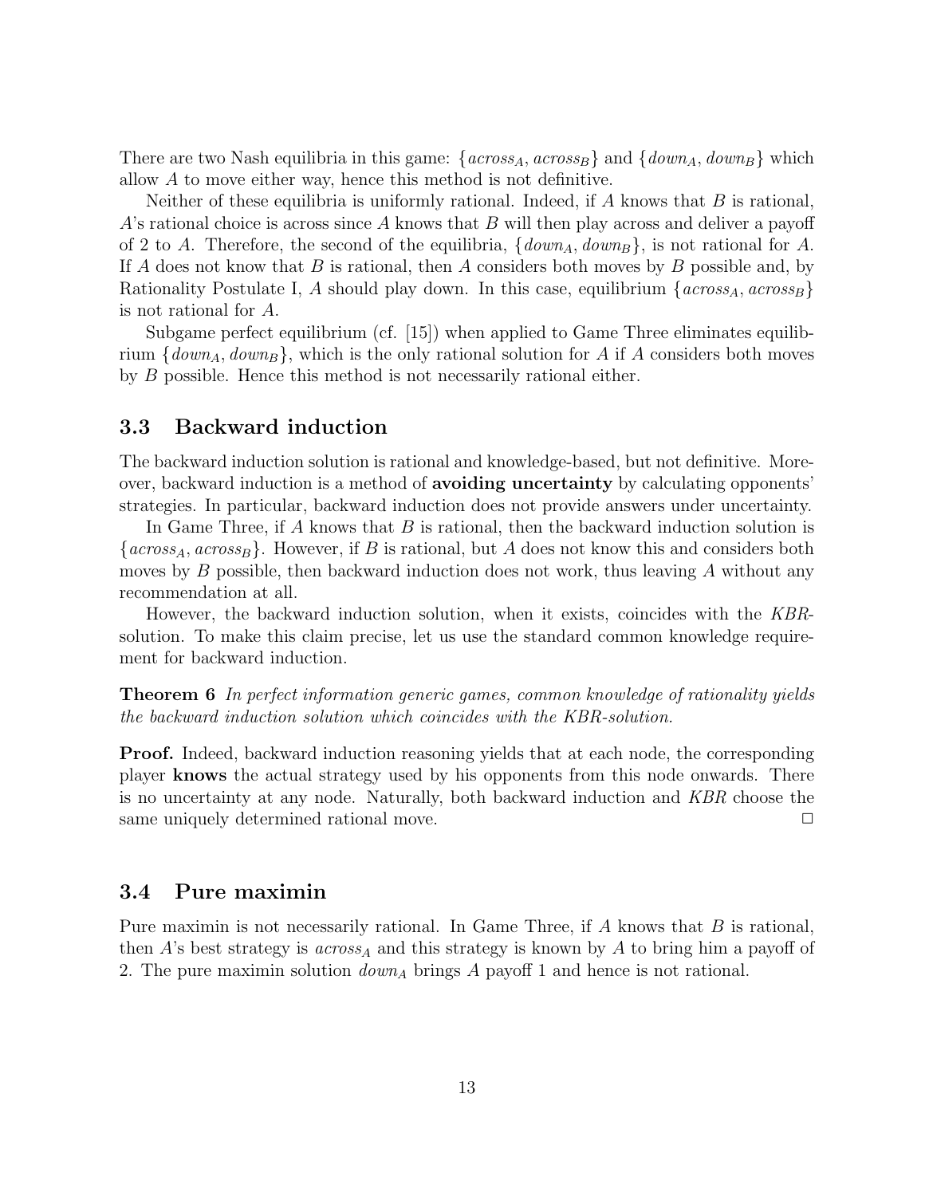There are two Nash equilibria in this game: $\{across_A, across_B\}$ and $\{down_A, down_B\}$ which allow $A$ to move either way, hence this method is not definitive.

Neither of these equilibria is uniformly rational. Indeed, if $A$ knows that $B$ is rational, $A$'s rational choice is across since $A$ knows that $B$ will then play across and deliver a payoff of 2 to $A$. Therefore, the second of the equilibria, $\{down_A, down_B\}$, is not rational for $A$. If $A$ does not know that $B$ is rational, then $A$ considers both moves by $B$ possible and, by Rationality Postulate I, $A$ should play down. In this case, equilibrium $\{across_A, across_B\}$ is not rational for $A$.

Subgame perfect equilibrium (cf. [15]) when applied to Game Three eliminates equilibrium $\{down_A, down_B\}$, which is the only rational solution for $A$ if $A$ considers both moves by $B$ possible. Hence this method is not necessarily rational either.

### 3.3 Backward induction

The backward induction solution is rational and knowledge-based, but not definitive. Moreover, backward induction is a method of **avoiding uncertainty** by calculating opponents' strategies. In particular, backward induction does not provide answers under uncertainty.

In Game Three, if $A$ knows that $B$ is rational, then the backward induction solution is $\{across_A, across_B\}$. However, if $B$ is rational, but $A$ does not know this and considers both moves by $B$ possible, then backward induction does not work, thus leaving $A$ without any recommendation at all.

However, the backward induction solution, when it exists, coincides with the *KBR*-solution. To make this claim precise, let us use the standard common knowledge requirement for backward induction.

**Theorem 6** *In perfect information generic games, common knowledge of rationality yields the backward induction solution which coincides with the KBR-solution.*

**Proof.** Indeed, backward induction reasoning yields that at each node, the corresponding player **knows** the actual strategy used by his opponents from this node onwards. There is no uncertainty at any node. Naturally, both backward induction and *KBR* choose the same uniquely determined rational move. □

### 3.4 Pure maximin

Pure maximin is not necessarily rational. In Game Three, if $A$ knows that $B$ is rational, then $A$'s best strategy is $across_A$ and this strategy is known by $A$ to bring him a payoff of 2. The pure maximin solution $down_A$ brings $A$ payoff 1 and hence is not rational.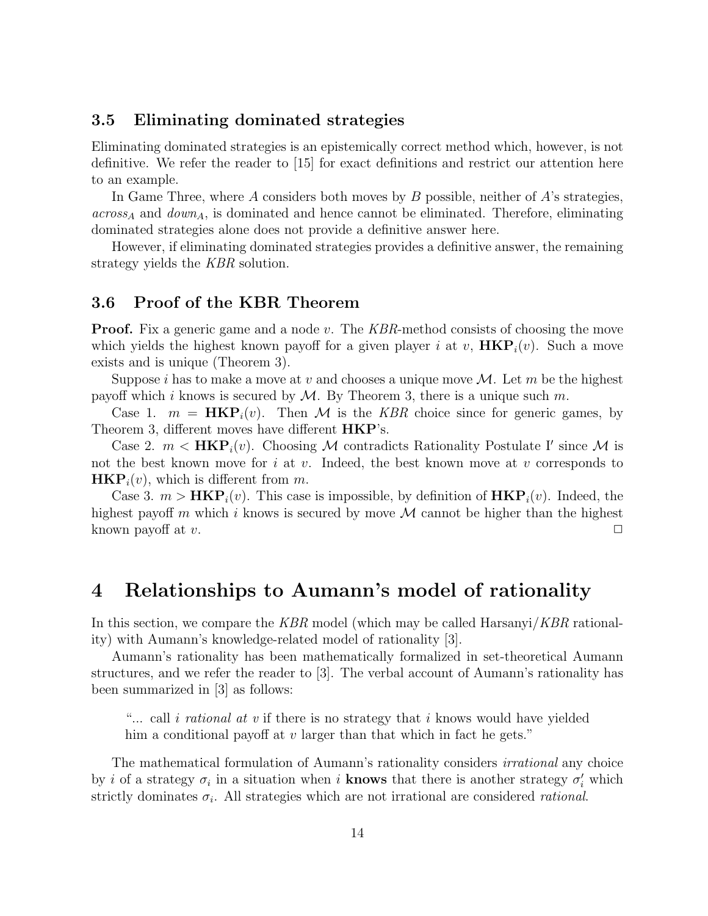### 3.5 Eliminating dominated strategies

Eliminating dominated strategies is an epistemically correct method which, however, is not definitive. We refer the reader to [15] for exact definitions and restrict our attention here to an example.

In Game Three, where $A$ considers both moves by $B$ possible, neither of $A$'s strategies, $across_A$ and $down_A$, is dominated and hence cannot be eliminated. Therefore, eliminating dominated strategies alone does not provide a definitive answer here.

However, if eliminating dominated strategies provides a definitive answer, the remaining strategy yields the *KBR* solution.

### 3.6 Proof of the KBR Theorem

**Proof.** Fix a generic game and a node $v$. The *KBR*-method consists of choosing the move which yields the highest known payoff for a given player $i$ at $v$, $\mathbf{HKP}_i(v)$. Such a move exists and is unique (Theorem 3).

Suppose $i$ has to make a move at $v$ and chooses a unique move $\mathcal{M}$. Let $m$ be the highest payoff which $i$ knows is secured by $\mathcal{M}$. By Theorem 3, there is a unique such $m$.

Case 1. $m = \mathbf{HKP}_i(v)$. Then $\mathcal{M}$ is the *KBR* choice since for generic games, by Theorem 3, different moves have different $\mathbf{HKP}$'s.

Case 2. $m < \mathbf{HKP}_i(v)$. Choosing $\mathcal{M}$ contradicts Rationality Postulate I$'$ since $\mathcal{M}$ is not the best known move for $i$ at $v$. Indeed, the best known move at $v$ corresponds to $\mathbf{HKP}_i(v)$, which is different from $m$.

Case 3. $m > \mathbf{HKP}_i(v)$. This case is impossible, by definition of $\mathbf{HKP}_i(v)$. Indeed, the highest payoff $m$ which $i$ knows is secured by move $\mathcal{M}$ cannot be higher than the highest known payoff at $v$. $\Box$

## 4 Relationships to Aumann's model of rationality

In this section, we compare the *KBR* model (which may be called Harsanyi/*KBR* rationality) with Aumann's knowledge-related model of rationality [3].

Aumann's rationality has been mathematically formalized in set-theoretical Aumann structures, and we refer the reader to [3]. The verbal account of Aumann's rationality has been summarized in [3] as follows:

> "... call $i$ *rational at* $v$ if there is no strategy that $i$ knows would have yielded him a conditional payoff at $v$ larger than that which in fact he gets."

The mathematical formulation of Aumann's rationality considers *irrational* any choice by $i$ of a strategy $\sigma_i$ in a situation when $i$ **knows** that there is another strategy $\sigma'_i$ which strictly dominates $\sigma_i$. All strategies which are not irrational are considered *rational*.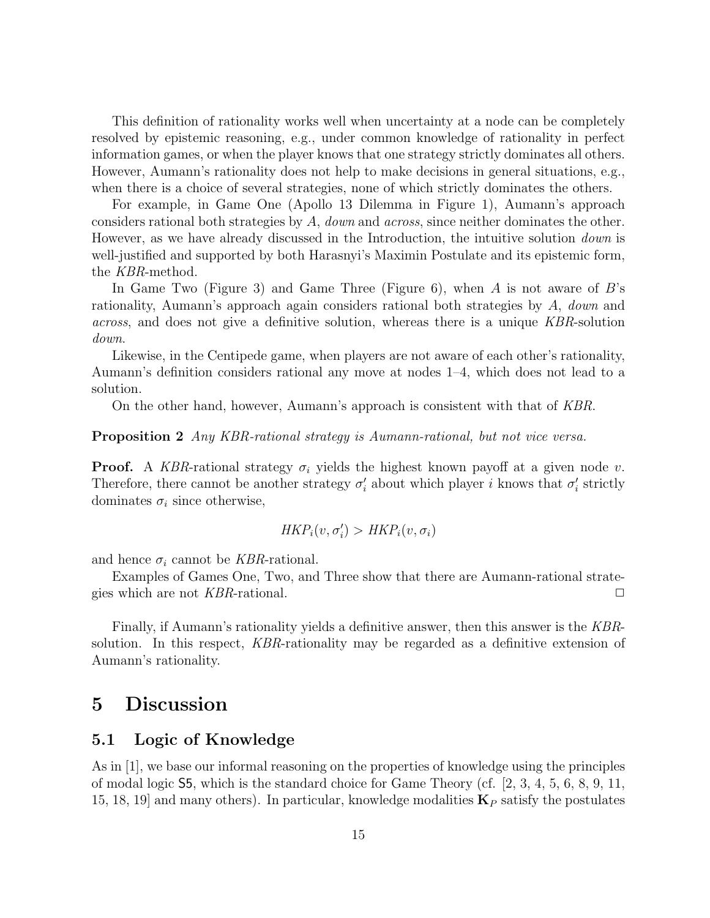This definition of rationality works well when uncertainty at a node can be completely resolved by epistemic reasoning, e.g., under common knowledge of rationality in perfect information games, or when the player knows that one strategy strictly dominates all others. However, Aumann's rationality does not help to make decisions in general situations, e.g., when there is a choice of several strategies, none of which strictly dominates the others.

For example, in Game One (Apollo 13 Dilemma in Figure 1), Aumann's approach considers rational both strategies by $A$, *down* and *across*, since neither dominates the other. However, as we have already discussed in the Introduction, the intuitive solution *down* is well-justified and supported by both Harasnyi's Maximin Postulate and its epistemic form, the *KBR*-method.

In Game Two (Figure 3) and Game Three (Figure 6), when $A$ is not aware of $B$'s rationality, Aumann's approach again considers rational both strategies by $A$, *down* and *across*, and does not give a definitive solution, whereas there is a unique *KBR*-solution *down*.

Likewise, in the Centipede game, when players are not aware of each other's rationality, Aumann's definition considers rational any move at nodes 1–4, which does not lead to a solution.

On the other hand, however, Aumann's approach is consistent with that of *KBR*.

**Proposition 2** *Any KBR-rational strategy is Aumann-rational, but not vice versa.*

**Proof.** A *KBR*-rational strategy $\sigma_i$ yields the highest known payoff at a given node $v$. Therefore, there cannot be another strategy $\sigma_i'$ about which player $i$ knows that $\sigma_i'$ strictly dominates $\sigma_i$ since otherwise,

$$HKP_i(v, \sigma_i') > HKP_i(v, \sigma_i)$$

and hence $\sigma_i$ cannot be *KBR*-rational.

Examples of Games One, Two, and Three show that there are Aumann-rational strategies which are not *KBR*-rational. □

Finally, if Aumann's rationality yields a definitive answer, then this answer is the *KBR*-solution. In this respect, *KBR*-rationality may be regarded as a definitive extension of Aumann's rationality.

# 5 Discussion

## 5.1 Logic of Knowledge

As in [1], we base our informal reasoning on the properties of knowledge using the principles of modal logic S5, which is the standard choice for Game Theory (cf. [2, 3, 4, 5, 6, 8, 9, 11, 15, 18, 19] and many others). In particular, knowledge modalities $\mathbf{K}_P$ satisfy the postulates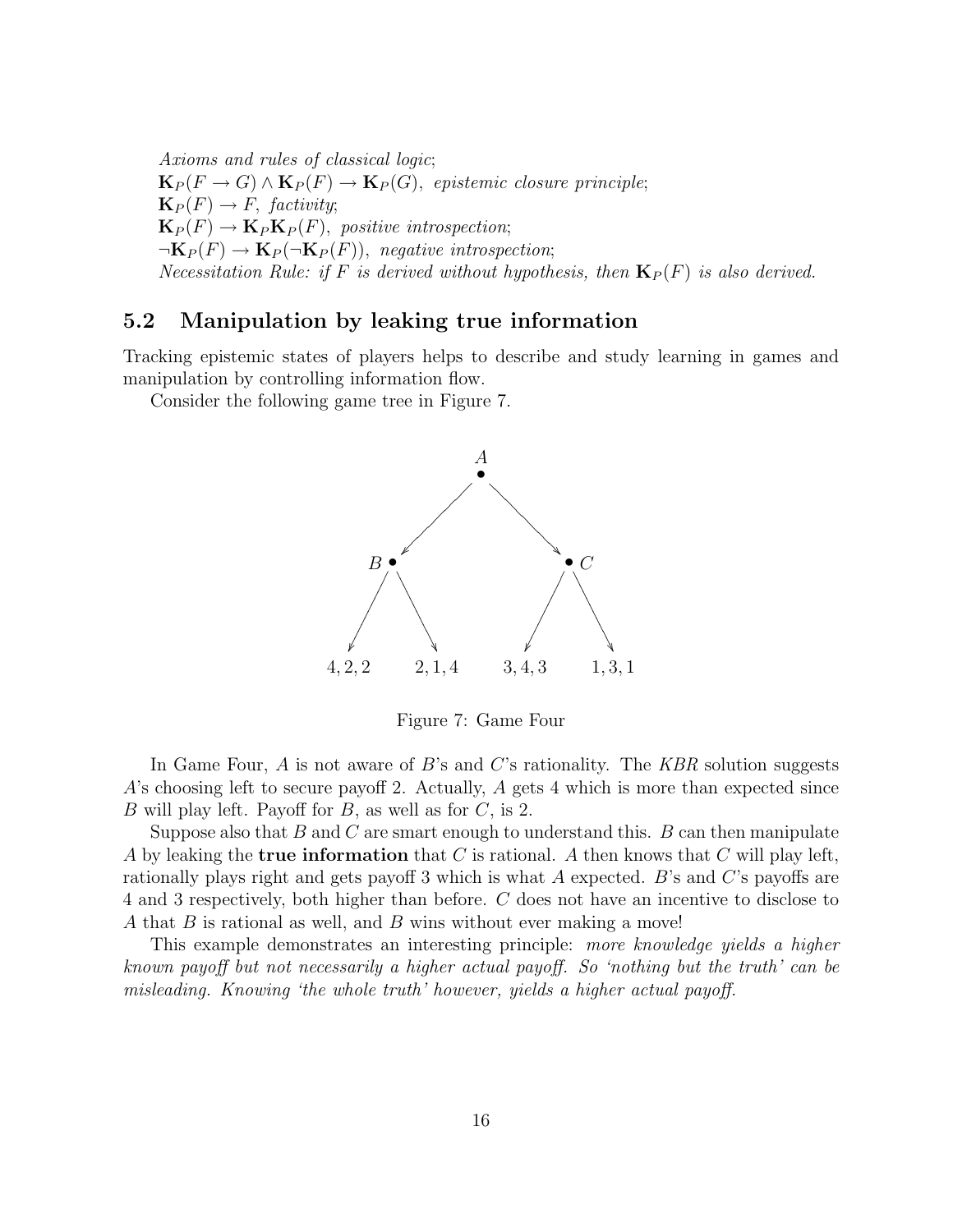*Axioms and rules of classical logic*;
$\mathbf{K}_P(F \to G) \wedge \mathbf{K}_P(F) \to \mathbf{K}_P(G)$, *epistemic closure principle*;
$\mathbf{K}_P(F) \to F$, *factivity*;
$\mathbf{K}_P(F) \to \mathbf{K}_P\mathbf{K}_P(F)$, *positive introspection*;
$\neg\mathbf{K}_P(F) \to \mathbf{K}_P(\neg\mathbf{K}_P(F))$, *negative introspection*;
*Necessitation Rule: if $F$ is derived without hypothesis, then $\mathbf{K}_P(F)$ is also derived.*

## 5.2 Manipulation by leaking true information

Tracking epistemic states of players helps to describe and study learning in games and manipulation by controlling information flow.

Consider the following game tree in Figure 7.

Figure 7: Game Four

In Game Four, $A$ is not aware of $B$'s and $C$'s rationality. The *KBR* solution suggests $A$'s choosing left to secure payoff 2. Actually, $A$ gets 4 which is more than expected since $B$ will play left. Payoff for $B$, as well as for $C$, is 2.

Suppose also that $B$ and $C$ are smart enough to understand this. $B$ can then manipulate $A$ by leaking the **true information** that $C$ is rational. $A$ then knows that $C$ will play left, rationally plays right and gets payoff 3 which is what $A$ expected. $B$'s and $C$'s payoffs are 4 and 3 respectively, both higher than before. $C$ does not have an incentive to disclose to $A$ that $B$ is rational as well, and $B$ wins without ever making a move!

This example demonstrates an interesting principle: *more knowledge yields a higher known payoff but not necessarily a higher actual payoff. So 'nothing but the truth' can be misleading. Knowing 'the whole truth' however, yields a higher actual payoff.*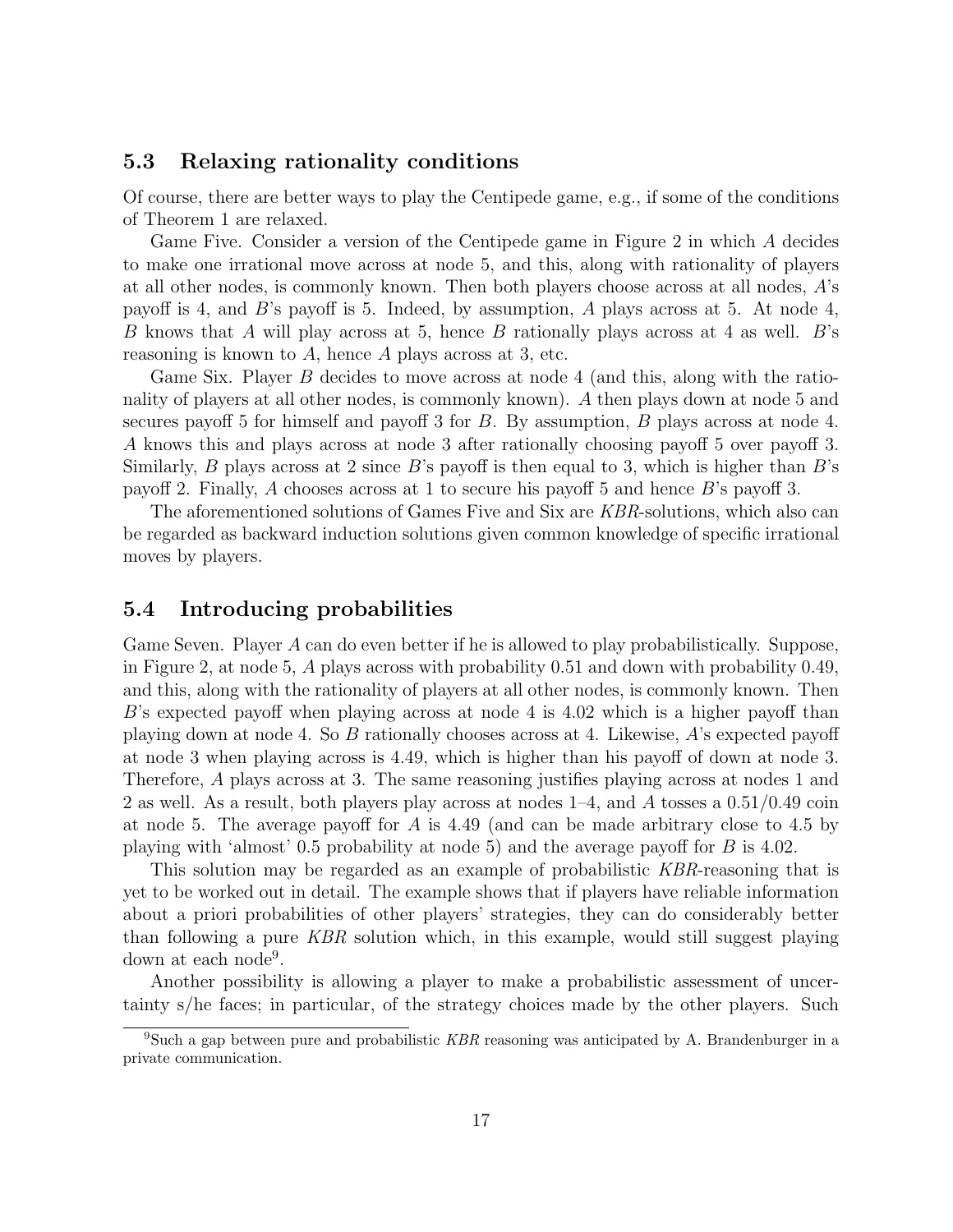### 5.3 Relaxing rationality conditions

Of course, there are better ways to play the Centipede game, e.g., if some of the conditions of Theorem 1 are relaxed.

Game Five. Consider a version of the Centipede game in Figure 2 in which $A$ decides to make one irrational move across at node 5, and this, along with rationality of players at all other nodes, is commonly known. Then both players choose across at all nodes, $A$'s payoff is 4, and $B$'s payoff is 5. Indeed, by assumption, $A$ plays across at 5. At node 4, $B$ knows that $A$ will play across at 5, hence $B$ rationally plays across at 4 as well. $B$'s reasoning is known to $A$, hence $A$ plays across at 3, etc.

Game Six. Player $B$ decides to move across at node 4 (and this, along with the rationality of players at all other nodes, is commonly known). $A$ then plays down at node 5 and secures payoff 5 for himself and payoff 3 for $B$. By assumption, $B$ plays across at node 4. $A$ knows this and plays across at node 3 after rationally choosing payoff 5 over payoff 3. Similarly, $B$ plays across at 2 since $B$'s payoff is then equal to 3, which is higher than $B$'s payoff 2. Finally, $A$ chooses across at 1 to secure his payoff 5 and hence $B$'s payoff 3.

The aforementioned solutions of Games Five and Six are *KBR*-solutions, which also can be regarded as backward induction solutions given common knowledge of specific irrational moves by players.

### 5.4 Introducing probabilities

Game Seven. Player $A$ can do even better if he is allowed to play probabilistically. Suppose, in Figure 2, at node 5, $A$ plays across with probability 0.51 and down with probability 0.49, and this, along with the rationality of players at all other nodes, is commonly known. Then $B$'s expected payoff when playing across at node 4 is 4.02 which is a higher payoff than playing down at node 4. So $B$ rationally chooses across at 4. Likewise, $A$'s expected payoff at node 3 when playing across is 4.49, which is higher than his payoff of down at node 3. Therefore, $A$ plays across at 3. The same reasoning justifies playing across at nodes 1 and 2 as well. As a result, both players play across at nodes 1–4, and $A$ tosses a 0.51/0.49 coin at node 5. The average payoff for $A$ is 4.49 (and can be made arbitrary close to 4.5 by playing with 'almost' 0.5 probability at node 5) and the average payoff for $B$ is 4.02.

This solution may be regarded as an example of probabilistic *KBR*-reasoning that is yet to be worked out in detail. The example shows that if players have reliable information about a priori probabilities of other players' strategies, they can do considerably better than following a pure *KBR* solution which, in this example, would still suggest playing down at each node[9].

Another possibility is allowing a player to make a probabilistic assessment of uncertainty s/he faces; in particular, of the strategy choices made by the other players. Such

[9] Such a gap between pure and probabilistic *KBR* reasoning was anticipated by A. Brandenburger in a private communication.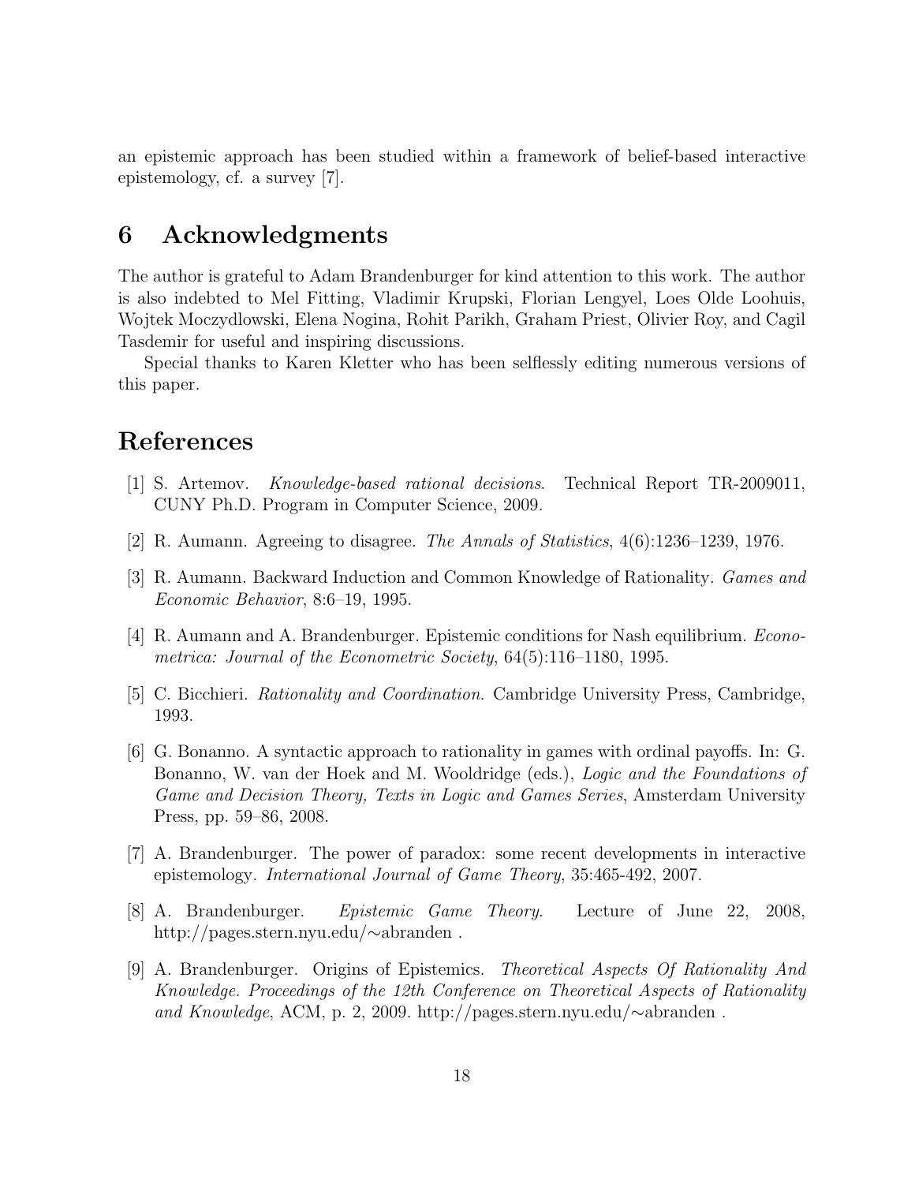an epistemic approach has been studied within a framework of belief-based interactive epistemology, cf. a survey [7].

## 6 Acknowledgments

The author is grateful to Adam Brandenburger for kind attention to this work. The author is also indebted to Mel Fitting, Vladimir Krupski, Florian Lengyel, Loes Olde Loohuis, Wojtek Moczydlowski, Elena Nogina, Rohit Parikh, Graham Priest, Olivier Roy, and Cagil Tasdemir for useful and inspiring discussions.

Special thanks to Karen Kletter who has been selflessly editing numerous versions of this paper.

## References

[1] S. Artemov. *Knowledge-based rational decisions*. Technical Report TR-2009011, CUNY Ph.D. Program in Computer Science, 2009.

[2] R. Aumann. Agreeing to disagree. *The Annals of Statistics*, 4(6):1236–1239, 1976.

[3] R. Aumann. Backward Induction and Common Knowledge of Rationality. *Games and Economic Behavior*, 8:6–19, 1995.

[4] R. Aumann and A. Brandenburger. Epistemic conditions for Nash equilibrium. *Econometrica: Journal of the Econometric Society*, 64(5):116–1180, 1995.

[5] C. Bicchieri. *Rationality and Coordination*. Cambridge University Press, Cambridge, 1993.

[6] G. Bonanno. A syntactic approach to rationality in games with ordinal payoffs. In: G. Bonanno, W. van der Hoek and M. Wooldridge (eds.), *Logic and the Foundations of Game and Decision Theory, Texts in Logic and Games Series*, Amsterdam University Press, pp. 59–86, 2008.

[7] A. Brandenburger. The power of paradox: some recent developments in interactive epistemology. *International Journal of Game Theory*, 35:465-492, 2007.

[8] A. Brandenburger. *Epistemic Game Theory*. Lecture of June 22, 2008, http://pages.stern.nyu.edu/∼abranden .

[9] A. Brandenburger. Origins of Epistemics. *Theoretical Aspects Of Rationality And Knowledge. Proceedings of the 12th Conference on Theoretical Aspects of Rationality and Knowledge*, ACM, p. 2, 2009. http://pages.stern.nyu.edu/∼abranden .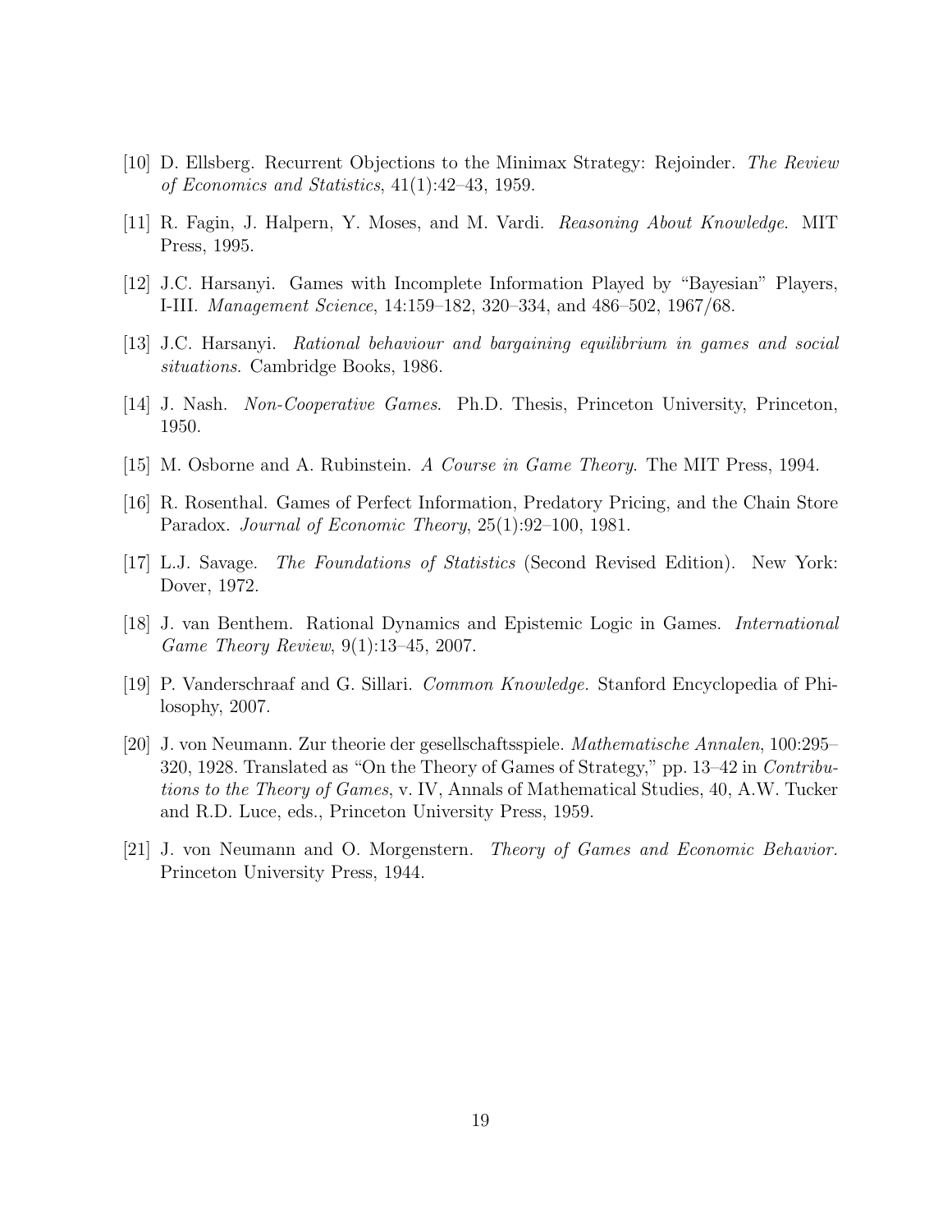[10] D. Ellsberg. Recurrent Objections to the Minimax Strategy: Rejoinder. *The Review of Economics and Statistics*, 41(1):42–43, 1959.

[11] R. Fagin, J. Halpern, Y. Moses, and M. Vardi. *Reasoning About Knowledge*. MIT Press, 1995.

[12] J.C. Harsanyi. Games with Incomplete Information Played by "Bayesian" Players, I-III. *Management Science*, 14:159–182, 320–334, and 486–502, 1967/68.

[13] J.C. Harsanyi. *Rational behaviour and bargaining equilibrium in games and social situations*. Cambridge Books, 1986.

[14] J. Nash. *Non-Cooperative Games*. Ph.D. Thesis, Princeton University, Princeton, 1950.

[15] M. Osborne and A. Rubinstein. *A Course in Game Theory*. The MIT Press, 1994.

[16] R. Rosenthal. Games of Perfect Information, Predatory Pricing, and the Chain Store Paradox. *Journal of Economic Theory*, 25(1):92–100, 1981.

[17] L.J. Savage. *The Foundations of Statistics* (Second Revised Edition). New York: Dover, 1972.

[18] J. van Benthem. Rational Dynamics and Epistemic Logic in Games. *International Game Theory Review*, 9(1):13–45, 2007.

[19] P. Vanderschraaf and G. Sillari. *Common Knowledge.* Stanford Encyclopedia of Philosophy, 2007.

[20] J. von Neumann. Zur theorie der gesellschaftsspiele. *Mathematische Annalen*, 100:295–320, 1928. Translated as "On the Theory of Games of Strategy," pp. 13–42 in *Contributions to the Theory of Games*, v. IV, Annals of Mathematical Studies, 40, A.W. Tucker and R.D. Luce, eds., Princeton University Press, 1959.

[21] J. von Neumann and O. Morgenstern. *Theory of Games and Economic Behavior.* Princeton University Press, 1944.